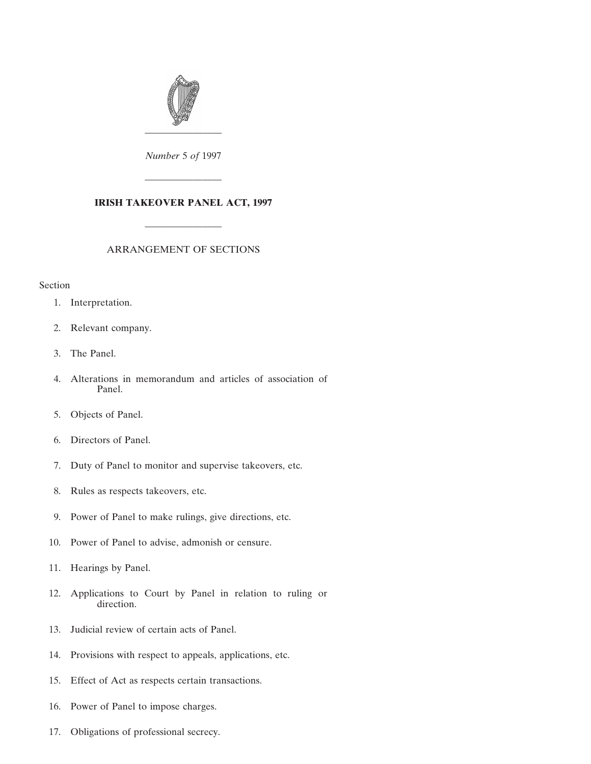*Number* 5 *of* 1997

---

# IRISH TAKEOVER PANEL ACT, 1997

---

## ARRANGEMENT OF SECTIONS

Section

1. Interpretation.
2. Relevant company.
3. The Panel.
4. Alterations in memorandum and articles of association of Panel.
5. Objects of Panel.
6. Directors of Panel.
7. Duty of Panel to monitor and supervise takeovers, etc.
8. Rules as respects takeovers, etc.
9. Power of Panel to make rulings, give directions, etc.
10. Power of Panel to advise, admonish or censure.
11. Hearings by Panel.
12. Applications to Court by Panel in relation to ruling or direction.
13. Judicial review of certain acts of Panel.
14. Provisions with respect to appeals, applications, etc.
15. Effect of Act as respects certain transactions.
16. Power of Panel to impose charges.
17. Obligations of professional secrecy.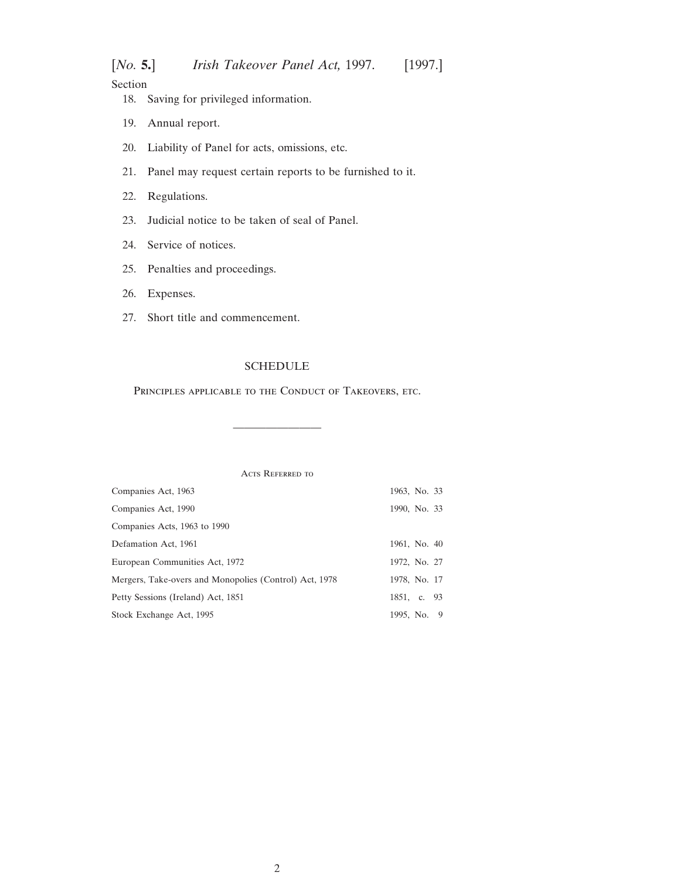Section

18. Saving for privileged information.

19. Annual report.

20. Liability of Panel for acts, omissions, etc.

21. Panel may request certain reports to be furnished to it.

22. Regulations.

23. Judicial notice to be taken of seal of Panel.

24. Service of notices.

25. Penalties and proceedings.

26. Expenses.

27. Short title and commencement.

SCHEDULE

Principles applicable to the Conduct of Takeovers, etc.

---

Acts Referred to

| | |
|---|---|
| Companies Act, 1963 | 1963, No. 33 |
| Companies Act, 1990 | 1990, No. 33 |
| Companies Acts, 1963 to 1990 | |
| Defamation Act, 1961 | 1961, No. 40 |
| European Communities Act, 1972 | 1972, No. 27 |
| Mergers, Take-overs and Monopolies (Control) Act, 1978 | 1978, No. 17 |
| Petty Sessions (Ireland) Act, 1851 | 1851, c. 93 |
| Stock Exchange Act, 1995 | 1995, No. 9 |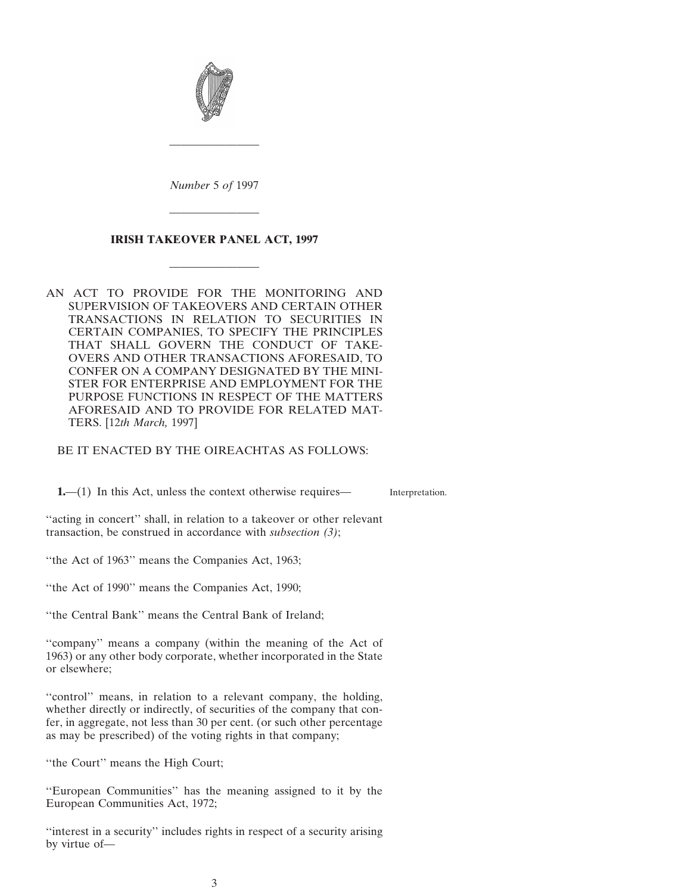*Number* 5 *of* 1997

---

# IRISH TAKEOVER PANEL ACT, 1997

---

AN ACT TO PROVIDE FOR THE MONITORING AND SUPERVISION OF TAKEOVERS AND CERTAIN OTHER TRANSACTIONS IN RELATION TO SECURITIES IN CERTAIN COMPANIES, TO SPECIFY THE PRINCIPLES THAT SHALL GOVERN THE CONDUCT OF TAKEOVERS AND OTHER TRANSACTIONS AFORESAID, TO CONFER ON A COMPANY DESIGNATED BY THE MINISTER FOR ENTERPRISE AND EMPLOYMENT FOR THE PURPOSE FUNCTIONS IN RESPECT OF THE MATTERS AFORESAID AND TO PROVIDE FOR RELATED MATTERS. [12*th March,* 1997]

BE IT ENACTED BY THE OIREACHTAS AS FOLLOWS:

Interpretation.

**1.**—(1) In this Act, unless the context otherwise requires—

''acting in concert'' shall, in relation to a takeover or other relevant transaction, be construed in accordance with *subsection (3)*;

''the Act of 1963'' means the Companies Act, 1963;

''the Act of 1990'' means the Companies Act, 1990;

''the Central Bank'' means the Central Bank of Ireland;

''company'' means a company (within the meaning of the Act of 1963) or any other body corporate, whether incorporated in the State or elsewhere;

''control'' means, in relation to a relevant company, the holding, whether directly or indirectly, of securities of the company that confer, in aggregate, not less than 30 per cent. (or such other percentage as may be prescribed) of the voting rights in that company;

''the Court'' means the High Court;

''European Communities'' has the meaning assigned to it by the European Communities Act, 1972;

''interest in a security'' includes rights in respect of a security arising by virtue of—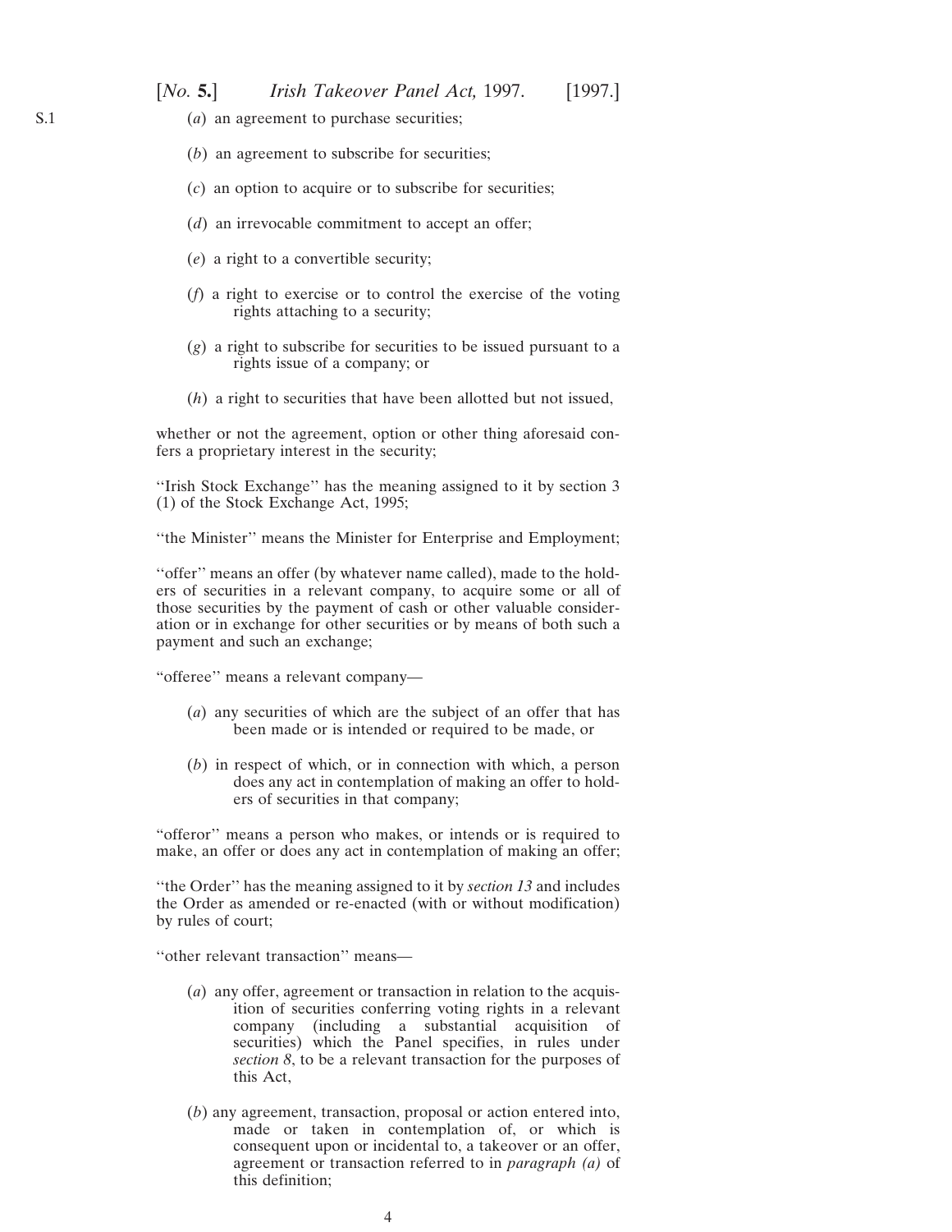(*a*) an agreement to purchase securities;

(*b*) an agreement to subscribe for securities;

(*c*) an option to acquire or to subscribe for securities;

(*d*) an irrevocable commitment to accept an offer;

(*e*) a right to a convertible security;

(*f*) a right to exercise or to control the exercise of the voting rights attaching to a security;

(*g*) a right to subscribe for securities to be issued pursuant to a rights issue of a company; or

(*h*) a right to securities that have been allotted but not issued,

whether or not the agreement, option or other thing aforesaid confers a proprietary interest in the security;

''Irish Stock Exchange'' has the meaning assigned to it by section 3 (1) of the Stock Exchange Act, 1995;

''the Minister'' means the Minister for Enterprise and Employment;

''offer'' means an offer (by whatever name called), made to the holders of securities in a relevant company, to acquire some or all of those securities by the payment of cash or other valuable consideration or in exchange for other securities or by means of both such a payment and such an exchange;

''offeree'' means a relevant company—

(*a*) any securities of which are the subject of an offer that has been made or is intended or required to be made, or

(*b*) in respect of which, or in connection with which, a person does any act in contemplation of making an offer to holders of securities in that company;

''offeror'' means a person who makes, or intends or is required to make, an offer or does any act in contemplation of making an offer;

''the Order'' has the meaning assigned to it by *section 13* and includes the Order as amended or re-enacted (with or without modification) by rules of court;

''other relevant transaction'' means—

(*a*) any offer, agreement or transaction in relation to the acquisition of securities conferring voting rights in a relevant company (including a substantial acquisition of securities) which the Panel specifies, in rules under *section 8*, to be a relevant transaction for the purposes of this Act,

(*b*) any agreement, transaction, proposal or action entered into, made or taken in contemplation of, or which is consequent upon or incidental to, a takeover or an offer, agreement or transaction referred to in *paragraph (a)* of this definition;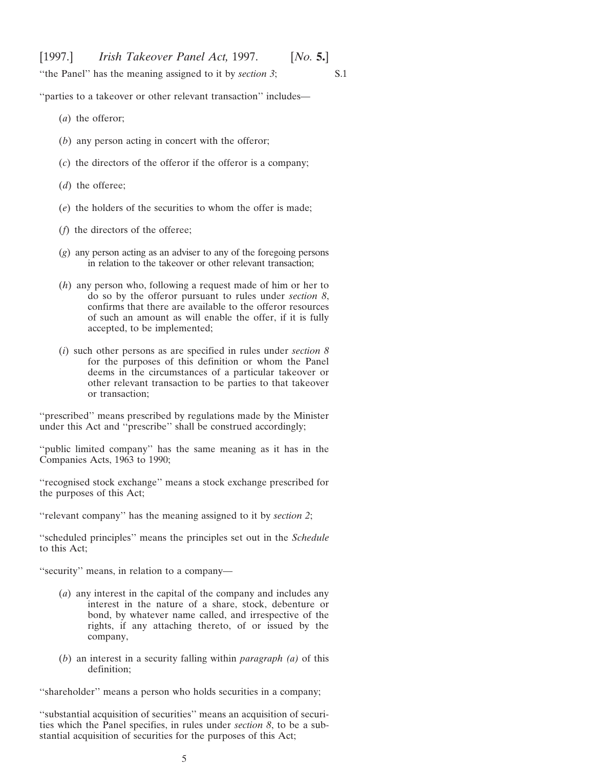''the Panel'' has the meaning assigned to it by *section 3*;

''parties to a takeover or other relevant transaction'' includes—

(*a*) the offeror;

(*b*) any person acting in concert with the offeror;

(*c*) the directors of the offeror if the offeror is a company;

(*d*) the offeree;

(*e*) the holders of the securities to whom the offer is made;

(*f*) the directors of the offeree;

(*g*) any person acting as an adviser to any of the foregoing persons in relation to the takeover or other relevant transaction;

(*h*) any person who, following a request made of him or her to do so by the offeror pursuant to rules under *section 8*, confirms that there are available to the offeror resources of such an amount as will enable the offer, if it is fully accepted, to be implemented;

(*i*) such other persons as are specified in rules under *section 8* for the purposes of this definition or whom the Panel deems in the circumstances of a particular takeover or other relevant transaction to be parties to that takeover or transaction;

''prescribed'' means prescribed by regulations made by the Minister under this Act and ''prescribe'' shall be construed accordingly;

''public limited company'' has the same meaning as it has in the Companies Acts, 1963 to 1990;

''recognised stock exchange'' means a stock exchange prescribed for the purposes of this Act;

''relevant company'' has the meaning assigned to it by *section 2*;

''scheduled principles'' means the principles set out in the *Schedule* to this Act;

''security'' means, in relation to a company—

(*a*) any interest in the capital of the company and includes any interest in the nature of a share, stock, debenture or bond, by whatever name called, and irrespective of the rights, if any attaching thereto, of or issued by the company,

(*b*) an interest in a security falling within *paragraph (a)* of this definition;

''shareholder'' means a person who holds securities in a company;

''substantial acquisition of securities'' means an acquisition of securities which the Panel specifies, in rules under *section 8*, to be a substantial acquisition of securities for the purposes of this Act;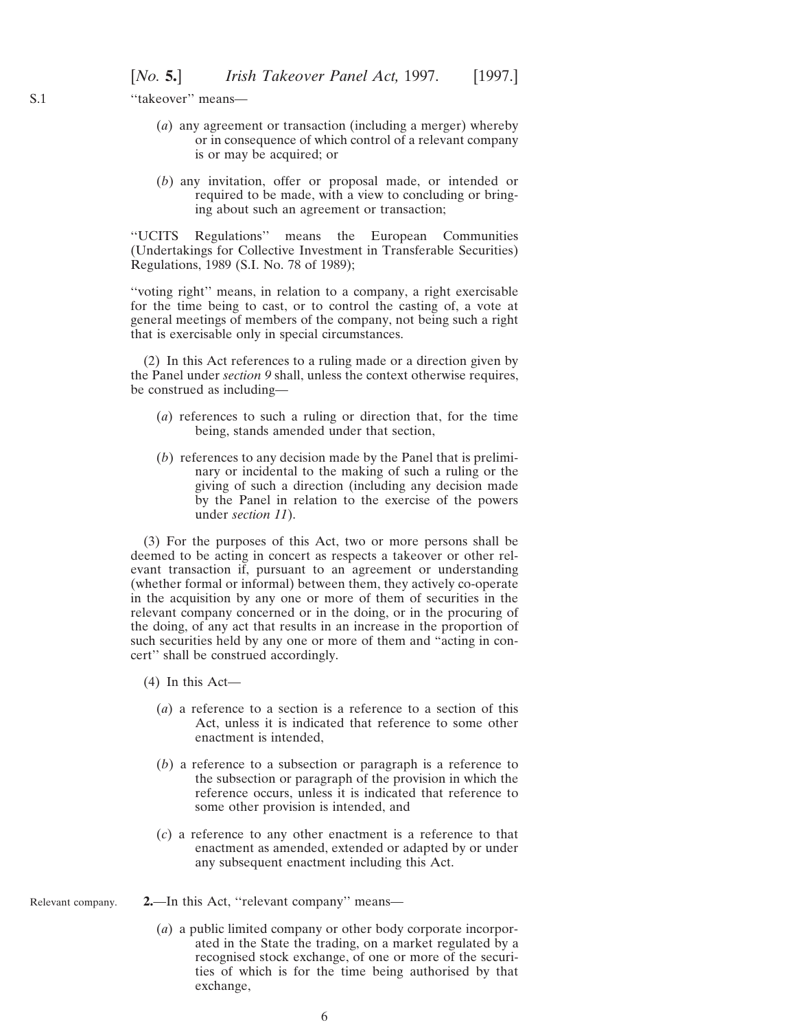"takeover" means—

(*a*) any agreement or transaction (including a merger) whereby or in consequence of which control of a relevant company is or may be acquired; or

(*b*) any invitation, offer or proposal made, or intended or required to be made, with a view to concluding or bringing about such an agreement or transaction;

"UCITS Regulations" means the European Communities (Undertakings for Collective Investment in Transferable Securities) Regulations, 1989 (S.I. No. 78 of 1989);

"voting right" means, in relation to a company, a right exercisable for the time being to cast, or to control the casting of, a vote at general meetings of members of the company, not being such a right that is exercisable only in special circumstances.

(2) In this Act references to a ruling made or a direction given by the Panel under *section 9* shall, unless the context otherwise requires, be construed as including—

(*a*) references to such a ruling or direction that, for the time being, stands amended under that section,

(*b*) references to any decision made by the Panel that is preliminary or incidental to the making of such a ruling or the giving of such a direction (including any decision made by the Panel in relation to the exercise of the powers under *section 11*).

(3) For the purposes of this Act, two or more persons shall be deemed to be acting in concert as respects a takeover or other relevant transaction if, pursuant to an agreement or understanding (whether formal or informal) between them, they actively co-operate in the acquisition by any one or more of them of securities in the relevant company concerned or in the doing, or in the procuring of the doing, of any act that results in an increase in the proportion of such securities held by any one or more of them and "acting in concert" shall be construed accordingly.

(4) In this Act—

(*a*) a reference to a section is a reference to a section of this Act, unless it is indicated that reference to some other enactment is intended,

(*b*) a reference to a subsection or paragraph is a reference to the subsection or paragraph of the provision in which the reference occurs, unless it is indicated that reference to some other provision is intended, and

(*c*) a reference to any other enactment is a reference to that enactment as amended, extended or adapted by or under any subsequent enactment including this Act.

Relevant company.

**2.**—In this Act, "relevant company" means—

(*a*) a public limited company or other body corporate incorporated in the State the trading, on a market regulated by a recognised stock exchange, of one or more of the securities of which is for the time being authorised by that exchange,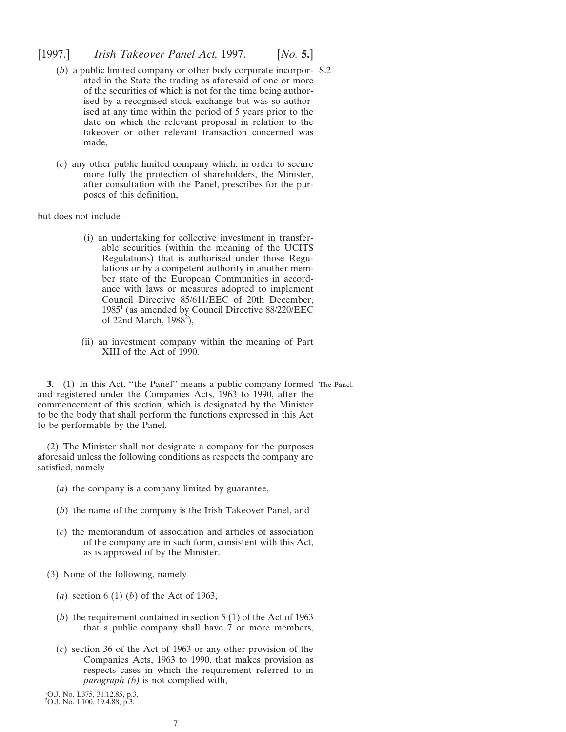(*b*) a public limited company or other body corporate incorporated in the State the trading as aforesaid of one or more of the securities of which is not for the time being authorised by a recognised stock exchange but was so authorised at any time within the period of 5 years prior to the date on which the relevant proposal in relation to the takeover or other relevant transaction concerned was made,

(*c*) any other public limited company which, in order to secure more fully the protection of shareholders, the Minister, after consultation with the Panel, prescribes for the purposes of this definition,

but does not include—

(i) an undertaking for collective investment in transferable securities (within the meaning of the UCITS Regulations) that is authorised under those Regulations or by a competent authority in another member state of the European Communities in accordance with laws or measures adopted to implement Council Directive 85/611/EEC of 20th December, 1985[1] (as amended by Council Directive 88/220/EEC of 22nd March, 1988[2]),

(ii) an investment company within the meaning of Part XIII of the Act of 1990.

The Panel.

**3.**—(1) In this Act, ''the Panel'' means a public company formed and registered under the Companies Acts, 1963 to 1990, after the commencement of this section, which is designated by the Minister to be the body that shall perform the functions expressed in this Act to be performable by the Panel.

(2) The Minister shall not designate a company for the purposes aforesaid unless the following conditions as respects the company are satisfied, namely—

(*a*) the company is a company limited by guarantee,

(*b*) the name of the company is the Irish Takeover Panel, and

(*c*) the memorandum of association and articles of association of the company are in such form, consistent with this Act, as is approved of by the Minister.

(3) None of the following, namely—

(*a*) section 6 (1) (*b*) of the Act of 1963,

(*b*) the requirement contained in section 5 (1) of the Act of 1963 that a public company shall have 7 or more members,

(*c*) section 36 of the Act of 1963 or any other provision of the Companies Acts, 1963 to 1990, that makes provision as respects cases in which the requirement referred to in *paragraph (b)* is not complied with,

[1] O.J. No. L375, 31.12.85, p.3.
[2] O.J. No. L100, 19.4.88, p.3.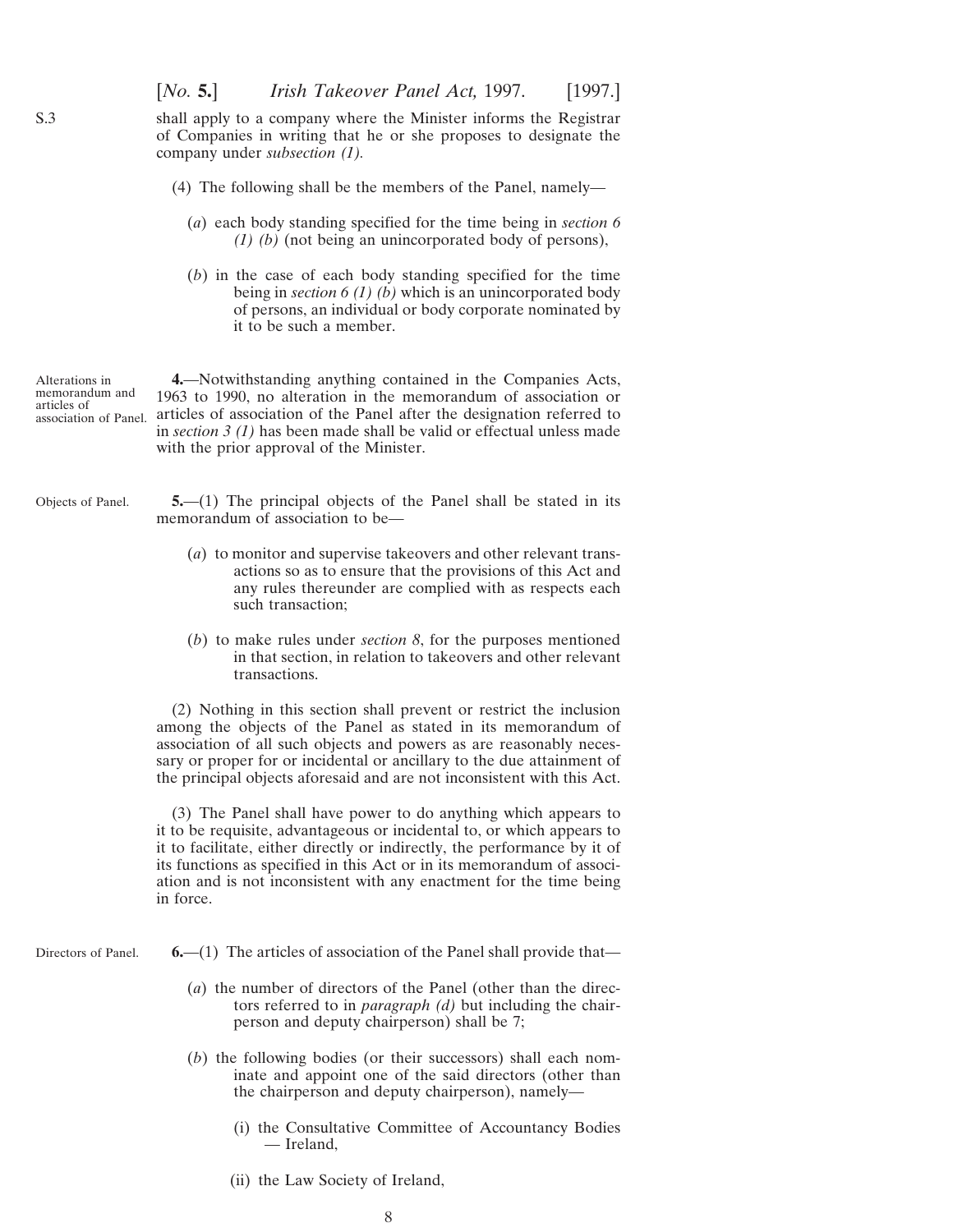shall apply to a company where the Minister informs the Registrar of Companies in writing that he or she proposes to designate the company under *subsection (1).*

(4) The following shall be the members of the Panel, namely—

(*a*) each body standing specified for the time being in *section 6 (1) (b)* (not being an unincorporated body of persons),

(*b*) in the case of each body standing specified for the time being in *section 6 (1) (b)* which is an unincorporated body of persons, an individual or body corporate nominated by it to be such a member.

Alterations in memorandum and articles of association of Panel.

**4.**—Notwithstanding anything contained in the Companies Acts, 1963 to 1990, no alteration in the memorandum of association or articles of association of the Panel after the designation referred to in *section 3 (1)* has been made shall be valid or effectual unless made with the prior approval of the Minister.

Objects of Panel.

**5.**—(1) The principal objects of the Panel shall be stated in its memorandum of association to be—

(*a*) to monitor and supervise takeovers and other relevant transactions so as to ensure that the provisions of this Act and any rules thereunder are complied with as respects each such transaction;

(*b*) to make rules under *section 8*, for the purposes mentioned in that section, in relation to takeovers and other relevant transactions.

(2) Nothing in this section shall prevent or restrict the inclusion among the objects of the Panel as stated in its memorandum of association of all such objects and powers as are reasonably necessary or proper for or incidental or ancillary to the due attainment of the principal objects aforesaid and are not inconsistent with this Act.

(3) The Panel shall have power to do anything which appears to it to be requisite, advantageous or incidental to, or which appears to it to facilitate, either directly or indirectly, the performance by it of its functions as specified in this Act or in its memorandum of association and is not inconsistent with any enactment for the time being in force.

Directors of Panel.

**6.**—(1) The articles of association of the Panel shall provide that—

(*a*) the number of directors of the Panel (other than the directors referred to in *paragraph (d)* but including the chairperson and deputy chairperson) shall be 7;

(*b*) the following bodies (or their successors) shall each nominate and appoint one of the said directors (other than the chairperson and deputy chairperson), namely—

(i) the Consultative Committee of Accountancy Bodies — Ireland,

(ii) the Law Society of Ireland,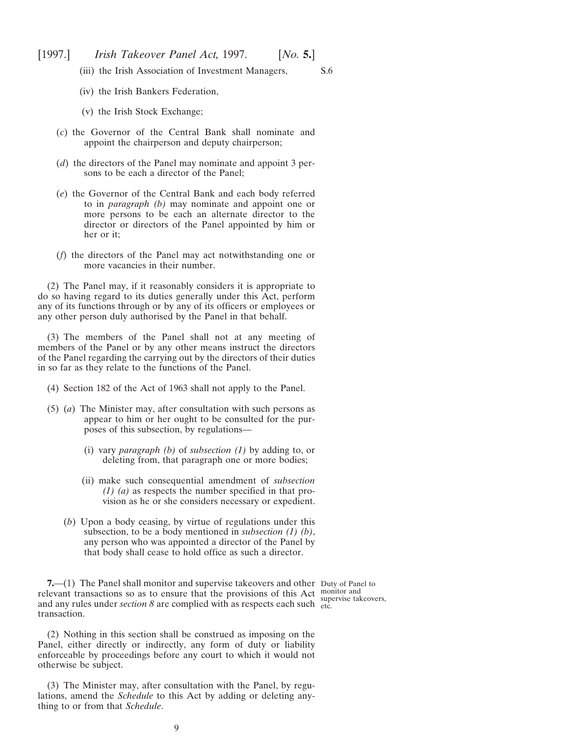(iii) the Irish Association of Investment Managers,

(iv) the Irish Bankers Federation,

(v) the Irish Stock Exchange;

(*c*) the Governor of the Central Bank shall nominate and appoint the chairperson and deputy chairperson;

(*d*) the directors of the Panel may nominate and appoint 3 persons to be each a director of the Panel;

(*e*) the Governor of the Central Bank and each body referred to in *paragraph (b)* may nominate and appoint one or more persons to be each an alternate director to the director or directors of the Panel appointed by him or her or it;

(*f*) the directors of the Panel may act notwithstanding one or more vacancies in their number.

(2) The Panel may, if it reasonably considers it is appropriate to do so having regard to its duties generally under this Act, perform any of its functions through or by any of its officers or employees or any other person duly authorised by the Panel in that behalf.

(3) The members of the Panel shall not at any meeting of members of the Panel or by any other means instruct the directors of the Panel regarding the carrying out by the directors of their duties in so far as they relate to the functions of the Panel.

(4) Section 182 of the Act of 1963 shall not apply to the Panel.

(5) (*a*) The Minister may, after consultation with such persons as appear to him or her ought to be consulted for the purposes of this subsection, by regulations—

(i) vary *paragraph (b)* of *subsection (1)* by adding to, or deleting from, that paragraph one or more bodies;

(ii) make such consequential amendment of *subsection (1) (a)* as respects the number specified in that provision as he or she considers necessary or expedient.

(*b*) Upon a body ceasing, by virtue of regulations under this subsection, to be a body mentioned in *subsection (1) (b)*, any person who was appointed a director of the Panel by that body shall cease to hold office as such a director.

Duty of Panel to monitor and supervise takeovers, etc.

**7.**—(1) The Panel shall monitor and supervise takeovers and other relevant transactions so as to ensure that the provisions of this Act and any rules under *section 8* are complied with as respects each such transaction.

(2) Nothing in this section shall be construed as imposing on the Panel, either directly or indirectly, any form of duty or liability enforceable by proceedings before any court to which it would not otherwise be subject.

(3) The Minister may, after consultation with the Panel, by regulations, amend the *Schedule* to this Act by adding or deleting anything to or from that *Schedule*.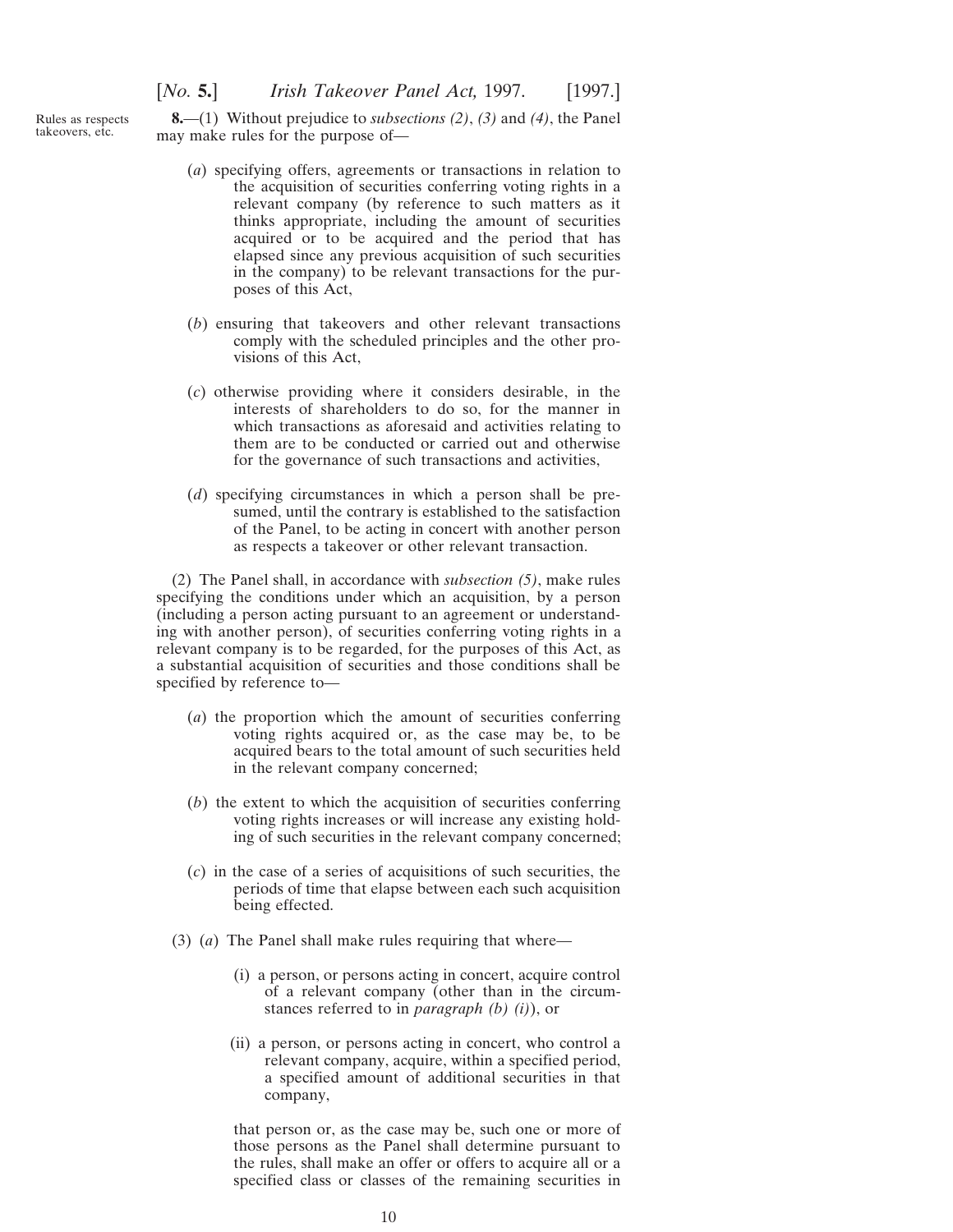Rules as respects takeovers, etc.

**8.**—(1) Without prejudice to *subsections (2)*, *(3)* and *(4)*, the Panel may make rules for the purpose of—

(*a*) specifying offers, agreements or transactions in relation to the acquisition of securities conferring voting rights in a relevant company (by reference to such matters as it thinks appropriate, including the amount of securities acquired or to be acquired and the period that has elapsed since any previous acquisition of such securities in the company) to be relevant transactions for the purposes of this Act,

(*b*) ensuring that takeovers and other relevant transactions comply with the scheduled principles and the other provisions of this Act,

(*c*) otherwise providing where it considers desirable, in the interests of shareholders to do so, for the manner in which transactions as aforesaid and activities relating to them are to be conducted or carried out and otherwise for the governance of such transactions and activities,

(*d*) specifying circumstances in which a person shall be presumed, until the contrary is established to the satisfaction of the Panel, to be acting in concert with another person as respects a takeover or other relevant transaction.

(2) The Panel shall, in accordance with *subsection (5)*, make rules specifying the conditions under which an acquisition, by a person (including a person acting pursuant to an agreement or understanding with another person), of securities conferring voting rights in a relevant company is to be regarded, for the purposes of this Act, as a substantial acquisition of securities and those conditions shall be specified by reference to—

(*a*) the proportion which the amount of securities conferring voting rights acquired or, as the case may be, to be acquired bears to the total amount of such securities held in the relevant company concerned;

(*b*) the extent to which the acquisition of securities conferring voting rights increases or will increase any existing holding of such securities in the relevant company concerned;

(*c*) in the case of a series of acquisitions of such securities, the periods of time that elapse between each such acquisition being effected.

(3) (*a*) The Panel shall make rules requiring that where—

(i) a person, or persons acting in concert, acquire control of a relevant company (other than in the circumstances referred to in *paragraph (b) (i)*), or

(ii) a person, or persons acting in concert, who control a relevant company, acquire, within a specified period, a specified amount of additional securities in that company,

that person or, as the case may be, such one or more of those persons as the Panel shall determine pursuant to the rules, shall make an offer or offers to acquire all or a specified class or classes of the remaining securities in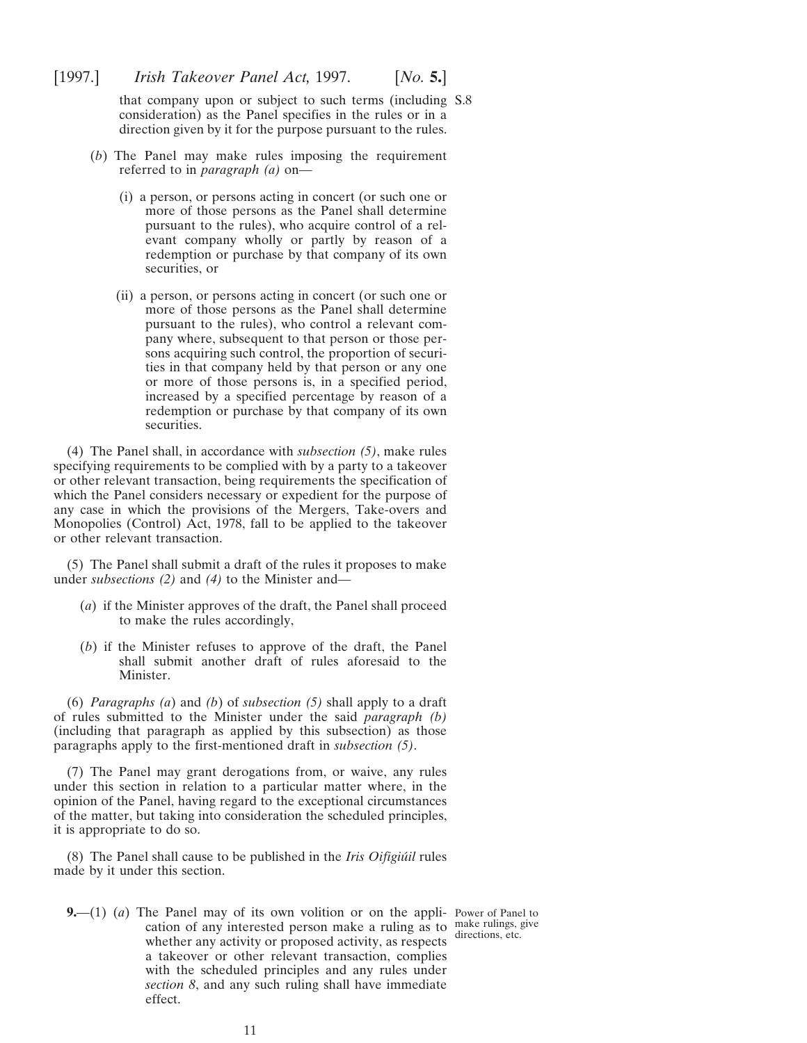that company upon or subject to such terms (including consideration) as the Panel specifies in the rules or in a direction given by it for the purpose pursuant to the rules.

(*b*) The Panel may make rules imposing the requirement referred to in *paragraph (a)* on—

(i) a person, or persons acting in concert (or such one or more of those persons as the Panel shall determine pursuant to the rules), who acquire control of a relevant company wholly or partly by reason of a redemption or purchase by that company of its own securities, or

(ii) a person, or persons acting in concert (or such one or more of those persons as the Panel shall determine pursuant to the rules), who control a relevant company where, subsequent to that person or those persons acquiring such control, the proportion of securities in that company held by that person or any one or more of those persons is, in a specified period, increased by a specified percentage by reason of a redemption or purchase by that company of its own securities.

(4) The Panel shall, in accordance with *subsection (5)*, make rules specifying requirements to be complied with by a party to a takeover or other relevant transaction, being requirements the specification of which the Panel considers necessary or expedient for the purpose of any case in which the provisions of the Mergers, Take-overs and Monopolies (Control) Act, 1978, fall to be applied to the takeover or other relevant transaction.

(5) The Panel shall submit a draft of the rules it proposes to make under *subsections (2)* and *(4)* to the Minister and—

(*a*) if the Minister approves of the draft, the Panel shall proceed to make the rules accordingly,

(*b*) if the Minister refuses to approve of the draft, the Panel shall submit another draft of rules aforesaid to the Minister.

(6) *Paragraphs (a)* and *(b)* of *subsection (5)* shall apply to a draft of rules submitted to the Minister under the said *paragraph (b)* (including that paragraph as applied by this subsection) as those paragraphs apply to the first-mentioned draft in *subsection (5)*.

(7) The Panel may grant derogations from, or waive, any rules under this section in relation to a particular matter where, in the opinion of the Panel, having regard to the exceptional circumstances of the matter, but taking into consideration the scheduled principles, it is appropriate to do so.

(8) The Panel shall cause to be published in the *Iris Oifigiúil* rules made by it under this section.

Power of Panel to make rulings, give directions, etc.

**9.**—(1) (*a*) The Panel may of its own volition or on the application of any interested person make a ruling as to whether any activity or proposed activity, as respects a takeover or other relevant transaction, complies with the scheduled principles and any rules under *section 8*, and any such ruling shall have immediate effect.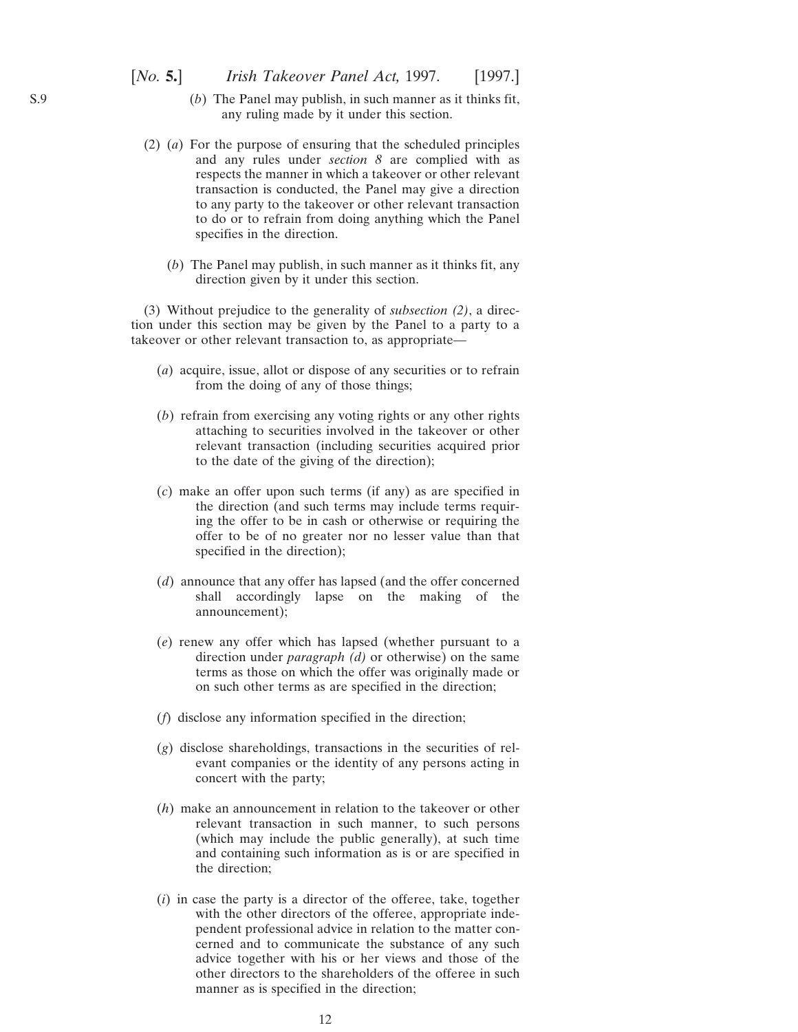(*b*) The Panel may publish, in such manner as it thinks fit, any ruling made by it under this section.

(2) (*a*) For the purpose of ensuring that the scheduled principles and any rules under *section 8* are complied with as respects the manner in which a takeover or other relevant transaction is conducted, the Panel may give a direction to any party to the takeover or other relevant transaction to do or to refrain from doing anything which the Panel specifies in the direction.

(*b*) The Panel may publish, in such manner as it thinks fit, any direction given by it under this section.

(3) Without prejudice to the generality of *subsection (2)*, a direction under this section may be given by the Panel to a party to a takeover or other relevant transaction to, as appropriate—

(*a*) acquire, issue, allot or dispose of any securities or to refrain from the doing of any of those things;

(*b*) refrain from exercising any voting rights or any other rights attaching to securities involved in the takeover or other relevant transaction (including securities acquired prior to the date of the giving of the direction);

(*c*) make an offer upon such terms (if any) as are specified in the direction (and such terms may include terms requiring the offer to be in cash or otherwise or requiring the offer to be of no greater nor no lesser value than that specified in the direction);

(*d*) announce that any offer has lapsed (and the offer concerned shall accordingly lapse on the making of the announcement);

(*e*) renew any offer which has lapsed (whether pursuant to a direction under *paragraph (d)* or otherwise) on the same terms as those on which the offer was originally made or on such other terms as are specified in the direction;

(*f*) disclose any information specified in the direction;

(*g*) disclose shareholdings, transactions in the securities of relevant companies or the identity of any persons acting in concert with the party;

(*h*) make an announcement in relation to the takeover or other relevant transaction in such manner, to such persons (which may include the public generally), at such time and containing such information as is or are specified in the direction;

(*i*) in case the party is a director of the offeree, take, together with the other directors of the offeree, appropriate independent professional advice in relation to the matter concerned and to communicate the substance of any such advice together with his or her views and those of the other directors to the shareholders of the offeree in such manner as is specified in the direction;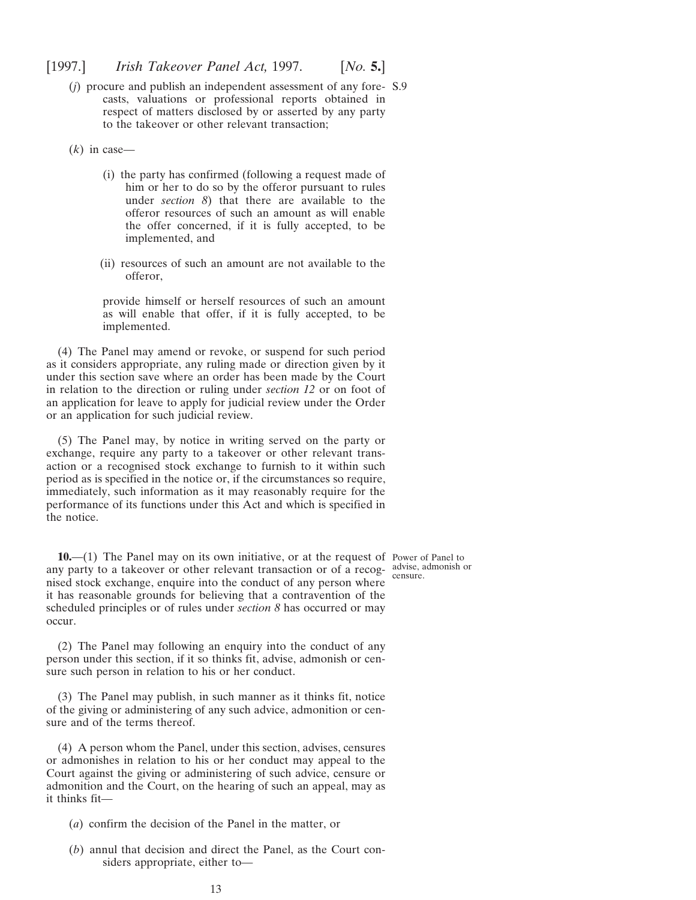(*j*) procure and publish an independent assessment of any forecasts, valuations or professional reports obtained in respect of matters disclosed by or asserted by any party to the takeover or other relevant transaction;

(*k*) in case—

(i) the party has confirmed (following a request made of him or her to do so by the offeror pursuant to rules under *section 8*) that there are available to the offeror resources of such an amount as will enable the offer concerned, if it is fully accepted, to be implemented, and

(ii) resources of such an amount are not available to the offeror,

provide himself or herself resources of such an amount as will enable that offer, if it is fully accepted, to be implemented.

(4) The Panel may amend or revoke, or suspend for such period as it considers appropriate, any ruling made or direction given by it under this section save where an order has been made by the Court in relation to the direction or ruling under *section 12* or on foot of an application for leave to apply for judicial review under the Order or an application for such judicial review.

(5) The Panel may, by notice in writing served on the party or exchange, require any party to a takeover or other relevant transaction or a recognised stock exchange to furnish to it within such period as is specified in the notice or, if the circumstances so require, immediately, such information as it may reasonably require for the performance of its functions under this Act and which is specified in the notice.

Power of Panel to advise, admonish or censure.

**10.**—(1) The Panel may on its own initiative, or at the request of any party to a takeover or other relevant transaction or of a recognised stock exchange, enquire into the conduct of any person where it has reasonable grounds for believing that a contravention of the scheduled principles or of rules under *section 8* has occurred or may occur.

(2) The Panel may following an enquiry into the conduct of any person under this section, if it so thinks fit, advise, admonish or censure such person in relation to his or her conduct.

(3) The Panel may publish, in such manner as it thinks fit, notice of the giving or administering of any such advice, admonition or censure and of the terms thereof.

(4) A person whom the Panel, under this section, advises, censures or admonishes in relation to his or her conduct may appeal to the Court against the giving or administering of such advice, censure or admonition and the Court, on the hearing of such an appeal, may as it thinks fit—

(*a*) confirm the decision of the Panel in the matter, or

(*b*) annul that decision and direct the Panel, as the Court considers appropriate, either to—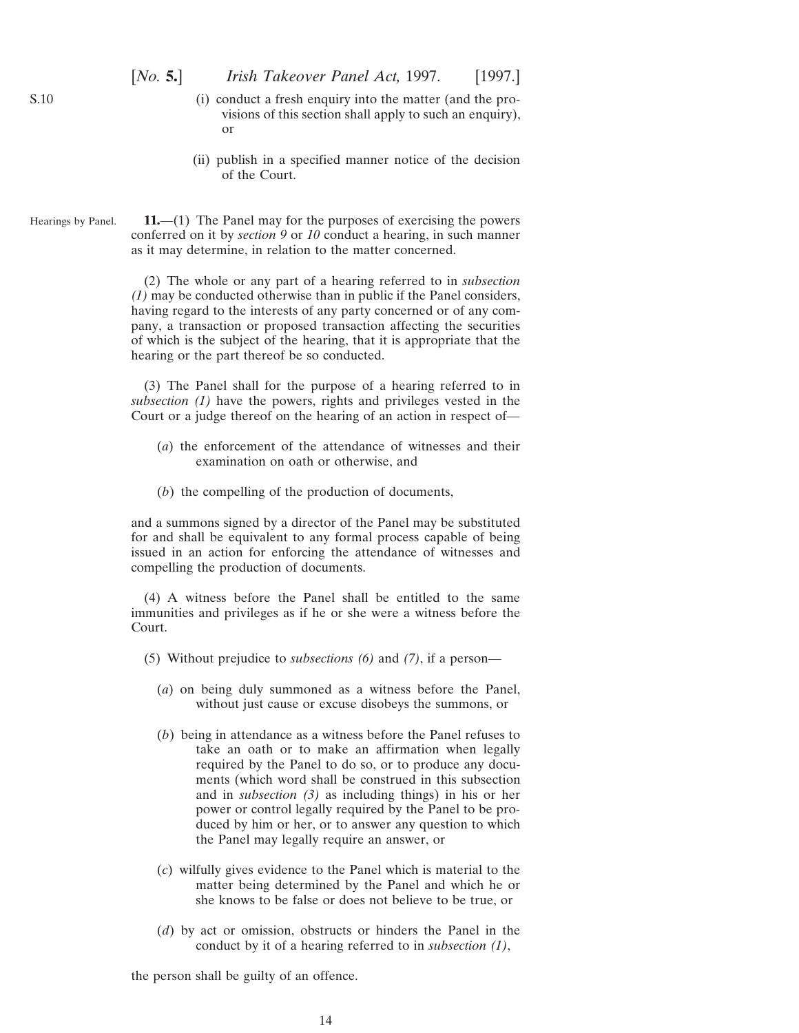(i) conduct a fresh enquiry into the matter (and the provisions of this section shall apply to such an enquiry), or

(ii) publish in a specified manner notice of the decision of the Court.

Hearings by Panel.

**11.**—(1) The Panel may for the purposes of exercising the powers conferred on it by *section 9* or *10* conduct a hearing, in such manner as it may determine, in relation to the matter concerned.

(2) The whole or any part of a hearing referred to in *subsection (1)* may be conducted otherwise than in public if the Panel considers, having regard to the interests of any party concerned or of any company, a transaction or proposed transaction affecting the securities of which is the subject of the hearing, that it is appropriate that the hearing or the part thereof be so conducted.

(3) The Panel shall for the purpose of a hearing referred to in *subsection (1)* have the powers, rights and privileges vested in the Court or a judge thereof on the hearing of an action in respect of—

(*a*) the enforcement of the attendance of witnesses and their examination on oath or otherwise, and

(*b*) the compelling of the production of documents,

and a summons signed by a director of the Panel may be substituted for and shall be equivalent to any formal process capable of being issued in an action for enforcing the attendance of witnesses and compelling the production of documents.

(4) A witness before the Panel shall be entitled to the same immunities and privileges as if he or she were a witness before the Court.

(5) Without prejudice to *subsections (6)* and *(7)*, if a person—

(*a*) on being duly summoned as a witness before the Panel, without just cause or excuse disobeys the summons, or

(*b*) being in attendance as a witness before the Panel refuses to take an oath or to make an affirmation when legally required by the Panel to do so, or to produce any documents (which word shall be construed in this subsection and in *subsection (3)* as including things) in his or her power or control legally required by the Panel to be produced by him or her, or to answer any question to which the Panel may legally require an answer, or

(*c*) wilfully gives evidence to the Panel which is material to the matter being determined by the Panel and which he or she knows to be false or does not believe to be true, or

(*d*) by act or omission, obstructs or hinders the Panel in the conduct by it of a hearing referred to in *subsection (1)*,

the person shall be guilty of an offence.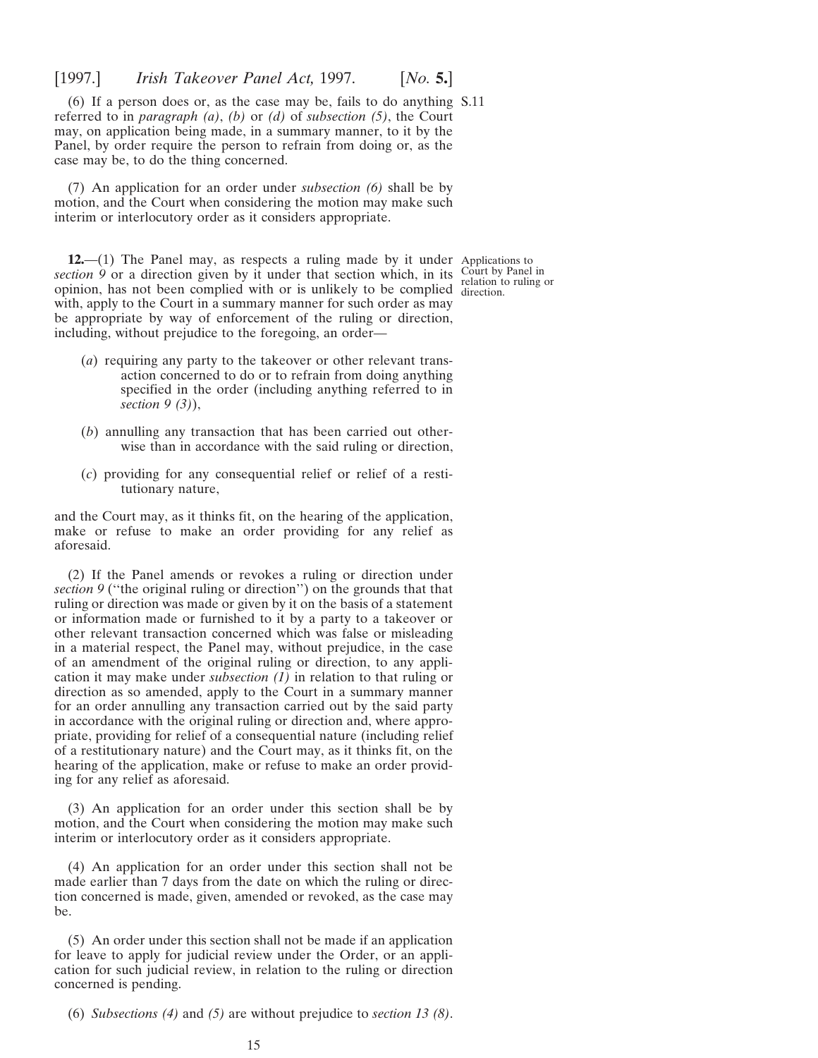(6) If a person does or, as the case may be, fails to do anything referred to in *paragraph (a)*, *(b)* or *(d)* of *subsection (5)*, the Court may, on application being made, in a summary manner, to it by the Panel, by order require the person to refrain from doing or, as the case may be, to do the thing concerned.

(7) An application for an order under *subsection (6)* shall be by motion, and the Court when considering the motion may make such interim or interlocutory order as it considers appropriate.

Applications to Court by Panel in relation to ruling or direction.

**12.**—(1) The Panel may, as respects a ruling made by it under *section 9* or a direction given by it under that section which, in its opinion, has not been complied with or is unlikely to be complied with, apply to the Court in a summary manner for such order as may be appropriate by way of enforcement of the ruling or direction, including, without prejudice to the foregoing, an order—

(*a*) requiring any party to the takeover or other relevant transaction concerned to do or to refrain from doing anything specified in the order (including anything referred to in *section 9 (3)*),

(*b*) annulling any transaction that has been carried out otherwise than in accordance with the said ruling or direction,

(*c*) providing for any consequential relief or relief of a restitutionary nature,

and the Court may, as it thinks fit, on the hearing of the application, make or refuse to make an order providing for any relief as aforesaid.

(2) If the Panel amends or revokes a ruling or direction under *section 9* (''the original ruling or direction'') on the grounds that that ruling or direction was made or given by it on the basis of a statement or information made or furnished to it by a party to a takeover or other relevant transaction concerned which was false or misleading in a material respect, the Panel may, without prejudice, in the case of an amendment of the original ruling or direction, to any application it may make under *subsection (1)* in relation to that ruling or direction as so amended, apply to the Court in a summary manner for an order annulling any transaction carried out by the said party in accordance with the original ruling or direction and, where appropriate, providing for relief of a consequential nature (including relief of a restitutionary nature) and the Court may, as it thinks fit, on the hearing of the application, make or refuse to make an order providing for any relief as aforesaid.

(3) An application for an order under this section shall be by motion, and the Court when considering the motion may make such interim or interlocutory order as it considers appropriate.

(4) An application for an order under this section shall not be made earlier than 7 days from the date on which the ruling or direction concerned is made, given, amended or revoked, as the case may be.

(5) An order under this section shall not be made if an application for leave to apply for judicial review under the Order, or an application for such judicial review, in relation to the ruling or direction concerned is pending.

(6) *Subsections (4)* and *(5)* are without prejudice to *section 13 (8)*.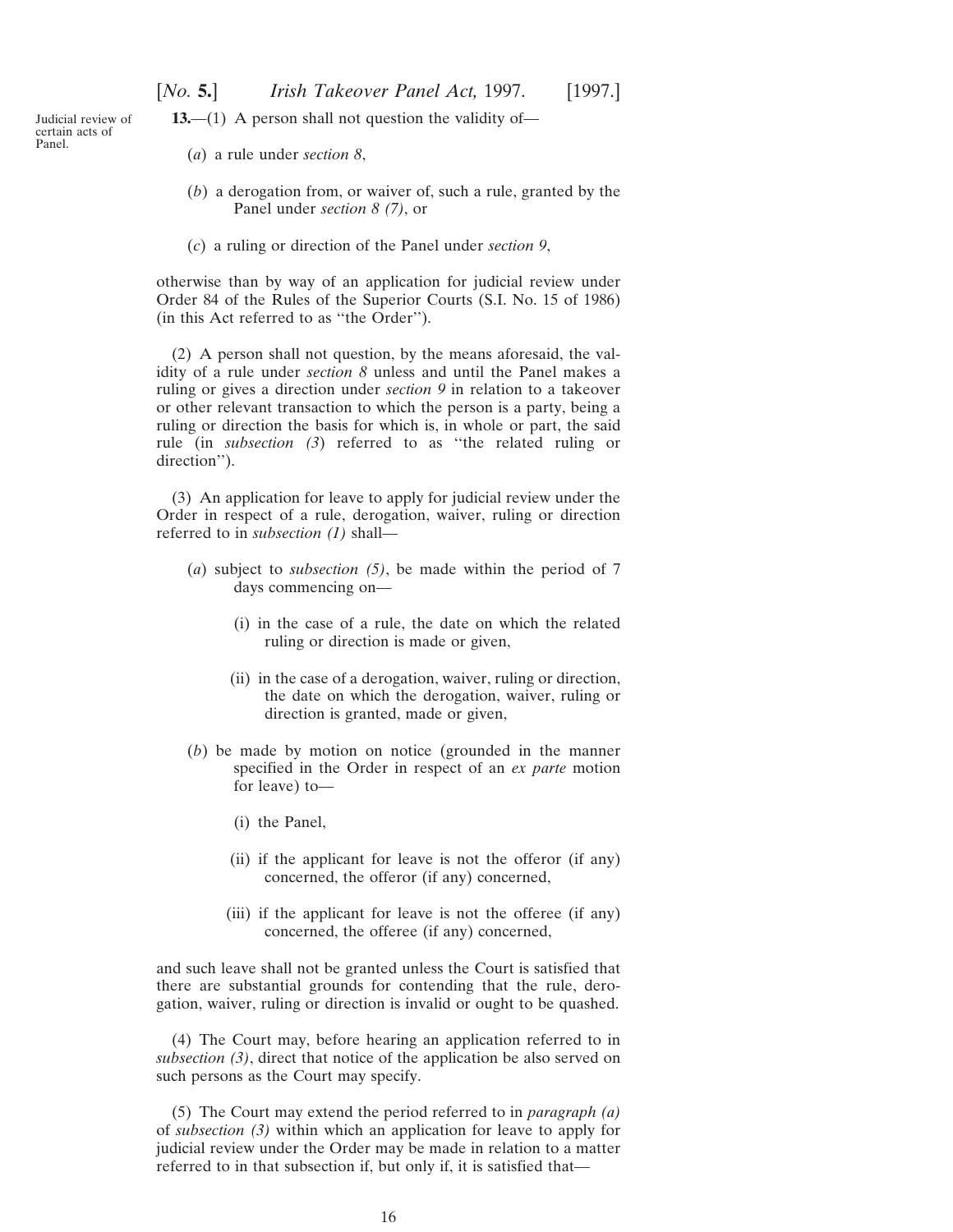Judicial review of certain acts of Panel.

**13.**—(1) A person shall not question the validity of—

(*a*) a rule under *section 8*,

(*b*) a derogation from, or waiver of, such a rule, granted by the Panel under *section 8 (7)*, or

(*c*) a ruling or direction of the Panel under *section 9*,

otherwise than by way of an application for judicial review under Order 84 of the Rules of the Superior Courts (S.I. No. 15 of 1986) (in this Act referred to as ''the Order'').

(2) A person shall not question, by the means aforesaid, the validity of a rule under *section 8* unless and until the Panel makes a ruling or gives a direction under *section 9* in relation to a takeover or other relevant transaction to which the person is a party, being a ruling or direction the basis for which is, in whole or part, the said rule (in *subsection (3*) referred to as ''the related ruling or direction'').

(3) An application for leave to apply for judicial review under the Order in respect of a rule, derogation, waiver, ruling or direction referred to in *subsection (1)* shall—

(*a*) subject to *subsection (5)*, be made within the period of 7 days commencing on—

(i) in the case of a rule, the date on which the related ruling or direction is made or given,

(ii) in the case of a derogation, waiver, ruling or direction, the date on which the derogation, waiver, ruling or direction is granted, made or given,

(*b*) be made by motion on notice (grounded in the manner specified in the Order in respect of an *ex parte* motion for leave) to—

(i) the Panel,

(ii) if the applicant for leave is not the offeror (if any) concerned, the offeror (if any) concerned,

(iii) if the applicant for leave is not the offeree (if any) concerned, the offeree (if any) concerned,

and such leave shall not be granted unless the Court is satisfied that there are substantial grounds for contending that the rule, derogation, waiver, ruling or direction is invalid or ought to be quashed.

(4) The Court may, before hearing an application referred to in *subsection (3)*, direct that notice of the application be also served on such persons as the Court may specify.

(5) The Court may extend the period referred to in *paragraph (a)* of *subsection (3)* within which an application for leave to apply for judicial review under the Order may be made in relation to a matter referred to in that subsection if, but only if, it is satisfied that—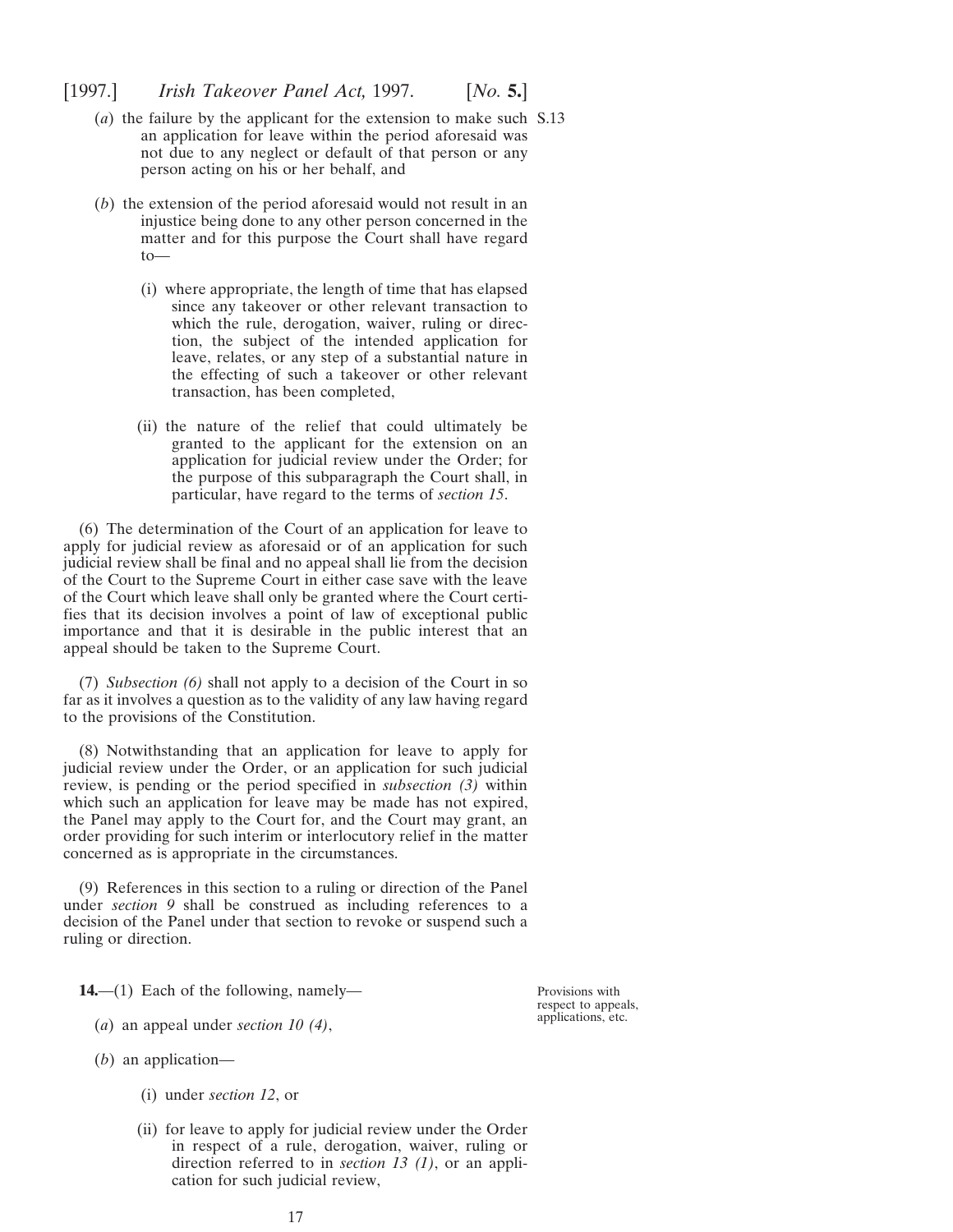(*a*) the failure by the applicant for the extension to make such an application for leave within the period aforesaid was not due to any neglect or default of that person or any person acting on his or her behalf, and

(*b*) the extension of the period aforesaid would not result in an injustice being done to any other person concerned in the matter and for this purpose the Court shall have regard to—

(i) where appropriate, the length of time that has elapsed since any takeover or other relevant transaction to which the rule, derogation, waiver, ruling or direction, the subject of the intended application for leave, relates, or any step of a substantial nature in the effecting of such a takeover or other relevant transaction, has been completed,

(ii) the nature of the relief that could ultimately be granted to the applicant for the extension on an application for judicial review under the Order; for the purpose of this subparagraph the Court shall, in particular, have regard to the terms of *section 15*.

(6) The determination of the Court of an application for leave to apply for judicial review as aforesaid or of an application for such judicial review shall be final and no appeal shall lie from the decision of the Court to the Supreme Court in either case save with the leave of the Court which leave shall only be granted where the Court certifies that its decision involves a point of law of exceptional public importance and that it is desirable in the public interest that an appeal should be taken to the Supreme Court.

(7) *Subsection (6)* shall not apply to a decision of the Court in so far as it involves a question as to the validity of any law having regard to the provisions of the Constitution.

(8) Notwithstanding that an application for leave to apply for judicial review under the Order, or an application for such judicial review, is pending or the period specified in *subsection (3)* within which such an application for leave may be made has not expired, the Panel may apply to the Court for, and the Court may grant, an order providing for such interim or interlocutory relief in the matter concerned as is appropriate in the circumstances.

(9) References in this section to a ruling or direction of the Panel under *section 9* shall be construed as including references to a decision of the Panel under that section to revoke or suspend such a ruling or direction.

Provisions with respect to appeals, applications, etc.

**14.**—(1) Each of the following, namely—

(*a*) an appeal under *section 10 (4)*,

(*b*) an application—

(i) under *section 12*, or

(ii) for leave to apply for judicial review under the Order in respect of a rule, derogation, waiver, ruling or direction referred to in *section 13 (1)*, or an application for such judicial review,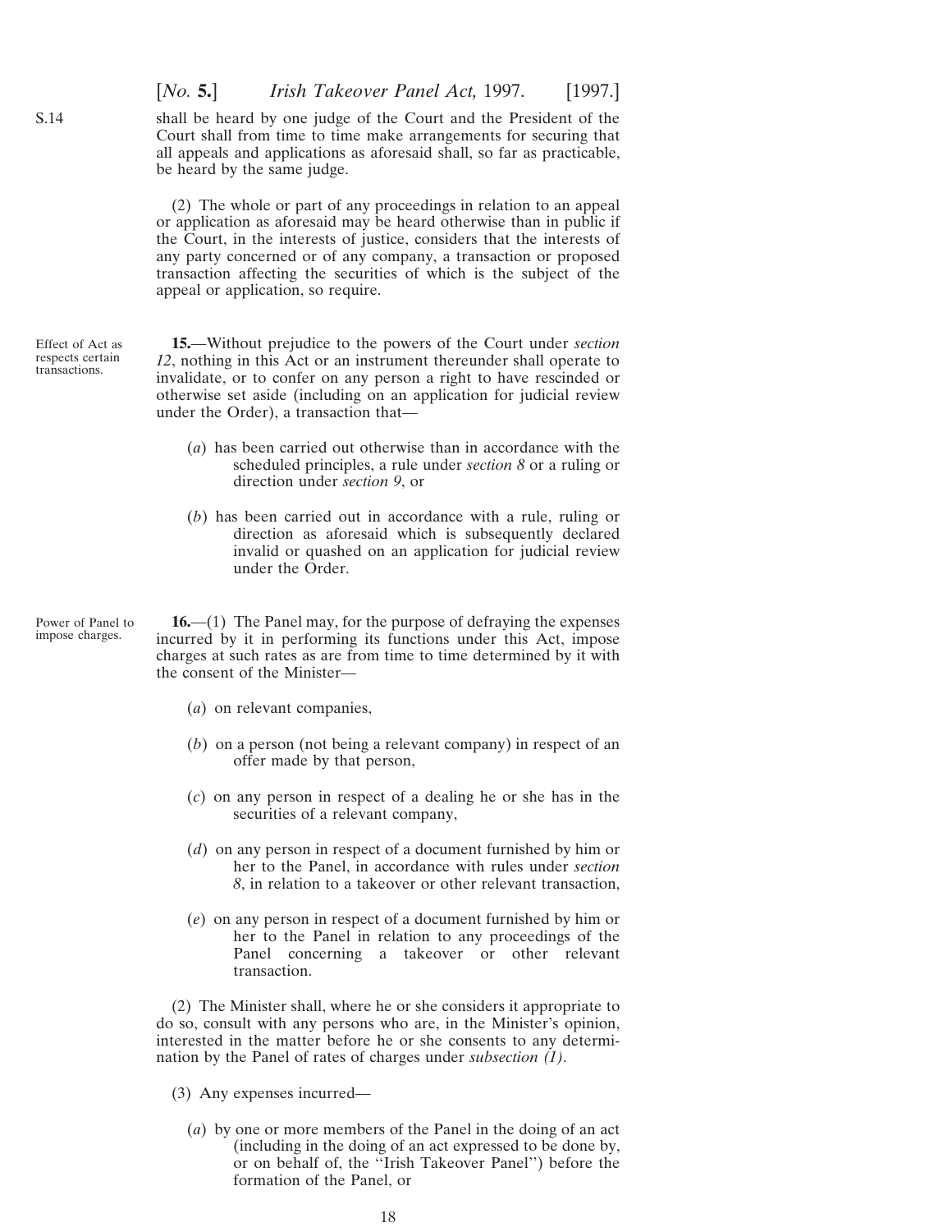shall be heard by one judge of the Court and the President of the Court shall from time to time make arrangements for securing that all appeals and applications as aforesaid shall, so far as practicable, be heard by the same judge.

(2) The whole or part of any proceedings in relation to an appeal or application as aforesaid may be heard otherwise than in public if the Court, in the interests of justice, considers that the interests of any party concerned or of any company, a transaction or proposed transaction affecting the securities of which is the subject of the appeal or application, so require.

Effect of Act as respects certain transactions.

**15.**—Without prejudice to the powers of the Court under *section 12*, nothing in this Act or an instrument thereunder shall operate to invalidate, or to confer on any person a right to have rescinded or otherwise set aside (including on an application for judicial review under the Order), a transaction that—

(*a*) has been carried out otherwise than in accordance with the scheduled principles, a rule under *section 8* or a ruling or direction under *section 9*, or

(*b*) has been carried out in accordance with a rule, ruling or direction as aforesaid which is subsequently declared invalid or quashed on an application for judicial review under the Order.

Power of Panel to impose charges.

**16.**—(1) The Panel may, for the purpose of defraying the expenses incurred by it in performing its functions under this Act, impose charges at such rates as are from time to time determined by it with the consent of the Minister—

(*a*) on relevant companies,

(*b*) on a person (not being a relevant company) in respect of an offer made by that person,

(*c*) on any person in respect of a dealing he or she has in the securities of a relevant company,

(*d*) on any person in respect of a document furnished by him or her to the Panel, in accordance with rules under *section 8*, in relation to a takeover or other relevant transaction,

(*e*) on any person in respect of a document furnished by him or her to the Panel in relation to any proceedings of the Panel concerning a takeover or other relevant transaction.

(2) The Minister shall, where he or she considers it appropriate to do so, consult with any persons who are, in the Minister's opinion, interested in the matter before he or she consents to any determination by the Panel of rates of charges under *subsection (1)*.

(3) Any expenses incurred—

(*a*) by one or more members of the Panel in the doing of an act (including in the doing of an act expressed to be done by, or on behalf of, the ''Irish Takeover Panel'') before the formation of the Panel, or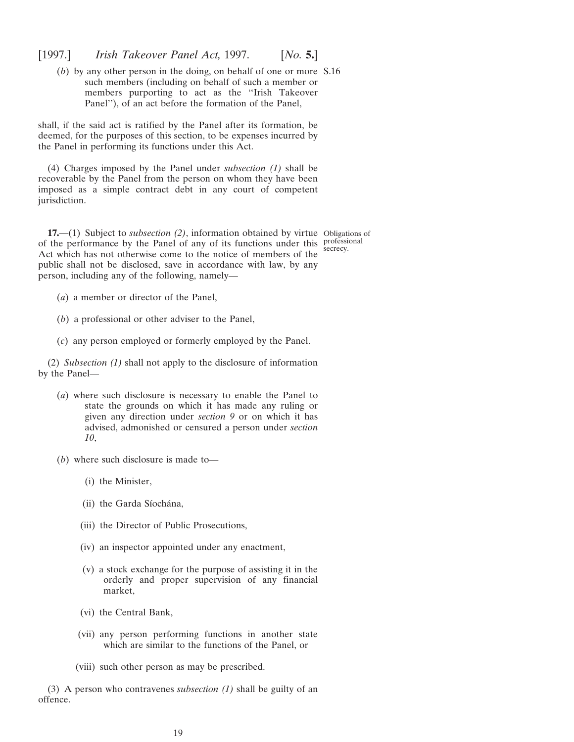(*b*) by any other person in the doing, on behalf of one or more such members (including on behalf of such a member or members purporting to act as the "Irish Takeover Panel"), of an act before the formation of the Panel,

shall, if the said act is ratified by the Panel after its formation, be deemed, for the purposes of this section, to be expenses incurred by the Panel in performing its functions under this Act.

(4) Charges imposed by the Panel under *subsection (1)* shall be recoverable by the Panel from the person on whom they have been imposed as a simple contract debt in any court of competent jurisdiction.

**17.**—(1) Subject to *subsection (2)*, information obtained by virtue of the performance by the Panel of any of its functions under this Act which has not otherwise come to the notice of members of the public shall not be disclosed, save in accordance with law, by any person, including any of the following, namely—

Obligations of professional secrecy.

(*a*) a member or director of the Panel,

(*b*) a professional or other adviser to the Panel,

(*c*) any person employed or formerly employed by the Panel.

(2) *Subsection (1)* shall not apply to the disclosure of information by the Panel—

(*a*) where such disclosure is necessary to enable the Panel to state the grounds on which it has made any ruling or given any direction under *section 9* or on which it has advised, admonished or censured a person under *section 10*,

(*b*) where such disclosure is made to—

(i) the Minister,

(ii) the Garda Síochána,

(iii) the Director of Public Prosecutions,

(iv) an inspector appointed under any enactment,

(v) a stock exchange for the purpose of assisting it in the orderly and proper supervision of any financial market,

(vi) the Central Bank,

(vii) any person performing functions in another state which are similar to the functions of the Panel, or

(viii) such other person as may be prescribed.

(3) A person who contravenes *subsection (1)* shall be guilty of an offence.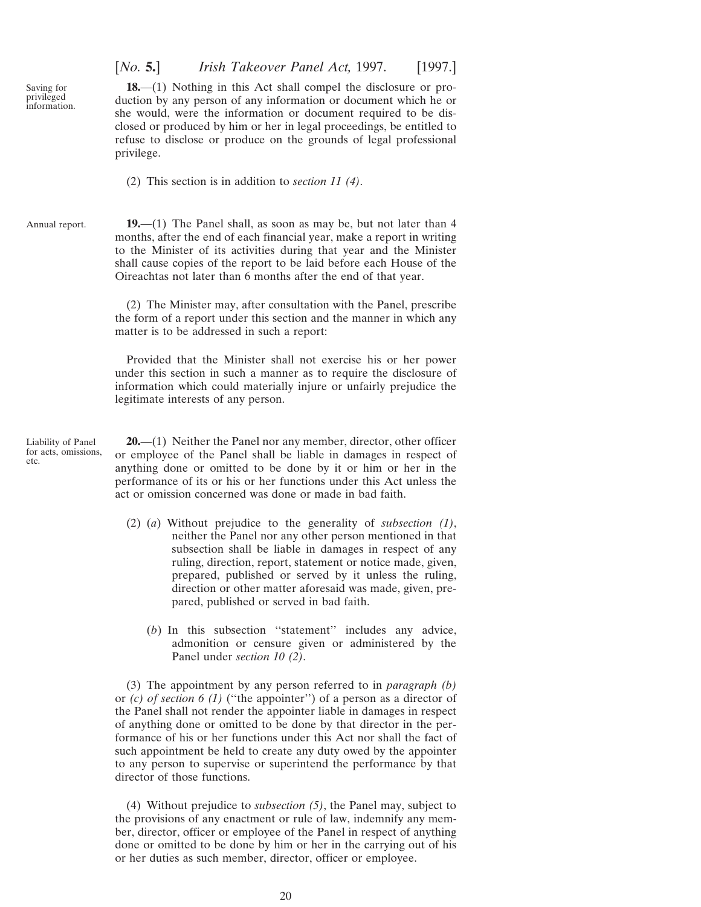Saving for privileged information.

**18.**—(1) Nothing in this Act shall compel the disclosure or production by any person of any information or document which he or she would, were the information or document required to be disclosed or produced by him or her in legal proceedings, be entitled to refuse to disclose or produce on the grounds of legal professional privilege.

(2) This section is in addition to *section 11 (4)*.

Annual report.

**19.**—(1) The Panel shall, as soon as may be, but not later than 4 months, after the end of each financial year, make a report in writing to the Minister of its activities during that year and the Minister shall cause copies of the report to be laid before each House of the Oireachtas not later than 6 months after the end of that year.

(2) The Minister may, after consultation with the Panel, prescribe the form of a report under this section and the manner in which any matter is to be addressed in such a report:

Provided that the Minister shall not exercise his or her power under this section in such a manner as to require the disclosure of information which could materially injure or unfairly prejudice the legitimate interests of any person.

Liability of Panel for acts, omissions, etc.

**20.**—(1) Neither the Panel nor any member, director, other officer or employee of the Panel shall be liable in damages in respect of anything done or omitted to be done by it or him or her in the performance of its or his or her functions under this Act unless the act or omission concerned was done or made in bad faith.

(2) (*a*) Without prejudice to the generality of *subsection (1)*, neither the Panel nor any other person mentioned in that subsection shall be liable in damages in respect of any ruling, direction, report, statement or notice made, given, prepared, published or served by it unless the ruling, direction or other matter aforesaid was made, given, prepared, published or served in bad faith.

(*b*) In this subsection ''statement'' includes any advice, admonition or censure given or administered by the Panel under *section 10 (2)*.

(3) The appointment by any person referred to in *paragraph (b)* or *(c) of section 6 (1)* (''the appointer'') of a person as a director of the Panel shall not render the appointer liable in damages in respect of anything done or omitted to be done by that director in the performance of his or her functions under this Act nor shall the fact of such appointment be held to create any duty owed by the appointer to any person to supervise or superintend the performance by that director of those functions.

(4) Without prejudice to *subsection (5)*, the Panel may, subject to the provisions of any enactment or rule of law, indemnify any member, director, officer or employee of the Panel in respect of anything done or omitted to be done by him or her in the carrying out of his or her duties as such member, director, officer or employee.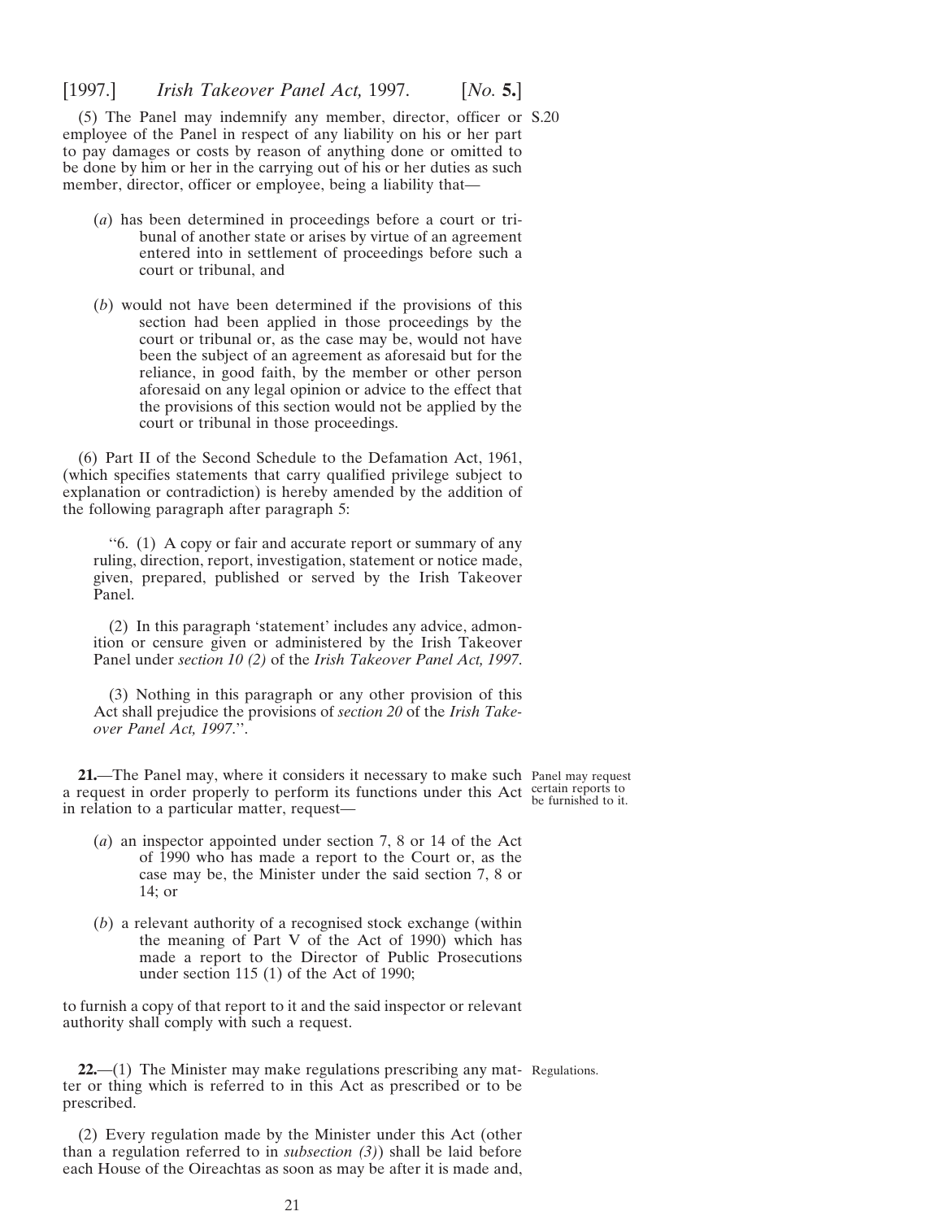(5) The Panel may indemnify any member, director, officer or employee of the Panel in respect of any liability on his or her part to pay damages or costs by reason of anything done or omitted to be done by him or her in the carrying out of his or her duties as such member, director, officer or employee, being a liability that—

(*a*) has been determined in proceedings before a court or tribunal of another state or arises by virtue of an agreement entered into in settlement of proceedings before such a court or tribunal, and

(*b*) would not have been determined if the provisions of this section had been applied in those proceedings by the court or tribunal or, as the case may be, would not have been the subject of an agreement as aforesaid but for the reliance, in good faith, by the member or other person aforesaid on any legal opinion or advice to the effect that the provisions of this section would not be applied by the court or tribunal in those proceedings.

(6) Part II of the Second Schedule to the Defamation Act, 1961, (which specifies statements that carry qualified privilege subject to explanation or contradiction) is hereby amended by the addition of the following paragraph after paragraph 5:

> "6. (1) A copy or fair and accurate report or summary of any ruling, direction, report, investigation, statement or notice made, given, prepared, published or served by the Irish Takeover Panel.
>
> (2) In this paragraph 'statement' includes any advice, admonition or censure given or administered by the Irish Takeover Panel under *section 10 (2)* of the *Irish Takeover Panel Act, 1997*.
>
> (3) Nothing in this paragraph or any other provision of this Act shall prejudice the provisions of *section 20* of the *Irish Takeover Panel Act, 1997*.".

*Panel may request certain reports to be furnished to it.*

**21.**—The Panel may, where it considers it necessary to make such a request in order properly to perform its functions under this Act in relation to a particular matter, request—

(*a*) an inspector appointed under section 7, 8 or 14 of the Act of 1990 who has made a report to the Court or, as the case may be, the Minister under the said section 7, 8 or 14; or

(*b*) a relevant authority of a recognised stock exchange (within the meaning of Part V of the Act of 1990) which has made a report to the Director of Public Prosecutions under section 115 (1) of the Act of 1990;

to furnish a copy of that report to it and the said inspector or relevant authority shall comply with such a request.

*Regulations.*

**22.**—(1) The Minister may make regulations prescribing any matter or thing which is referred to in this Act as prescribed or to be prescribed.

(2) Every regulation made by the Minister under this Act (other than a regulation referred to in *subsection (3)*) shall be laid before each House of the Oireachtas as soon as may be after it is made and,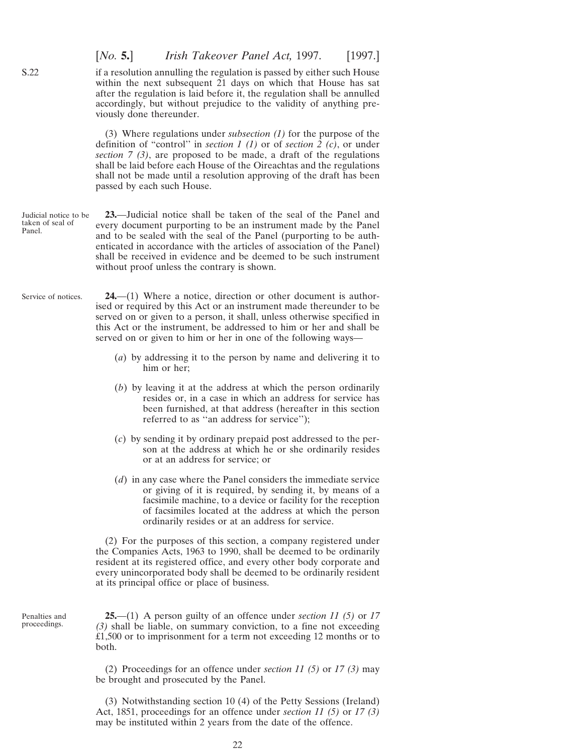if a resolution annulling the regulation is passed by either such House within the next subsequent 21 days on which that House has sat after the regulation is laid before it, the regulation shall be annulled accordingly, but without prejudice to the validity of anything previously done thereunder.

(3) Where regulations under *subsection (1)* for the purpose of the definition of "control" in *section 1 (1)* or of *section 2 (c)*, or under *section 7 (3)*, are proposed to be made, a draft of the regulations shall be laid before each House of the Oireachtas and the regulations shall not be made until a resolution approving of the draft has been passed by each such House.

Judicial notice to be taken of seal of Panel.

**23.**—Judicial notice shall be taken of the seal of the Panel and every document purporting to be an instrument made by the Panel and to be sealed with the seal of the Panel (purporting to be authenticated in accordance with the articles of association of the Panel) shall be received in evidence and be deemed to be such instrument without proof unless the contrary is shown.

Service of notices.

**24.**—(1) Where a notice, direction or other document is authorised or required by this Act or an instrument made thereunder to be served on or given to a person, it shall, unless otherwise specified in this Act or the instrument, be addressed to him or her and shall be served on or given to him or her in one of the following ways—

(*a*) by addressing it to the person by name and delivering it to him or her;

(*b*) by leaving it at the address at which the person ordinarily resides or, in a case in which an address for service has been furnished, at that address (hereafter in this section referred to as "an address for service");

(*c*) by sending it by ordinary prepaid post addressed to the person at the address at which he or she ordinarily resides or at an address for service; or

(*d*) in any case where the Panel considers the immediate service or giving of it is required, by sending it, by means of a facsimile machine, to a device or facility for the reception of facsimiles located at the address at which the person ordinarily resides or at an address for service.

(2) For the purposes of this section, a company registered under the Companies Acts, 1963 to 1990, shall be deemed to be ordinarily resident at its registered office, and every other body corporate and every unincorporated body shall be deemed to be ordinarily resident at its principal office or place of business.

Penalties and proceedings.

**25.**—(1) A person guilty of an offence under *section 11 (5)* or *17 (3)* shall be liable, on summary conviction, to a fine not exceeding £1,500 or to imprisonment for a term not exceeding 12 months or to both.

(2) Proceedings for an offence under *section 11 (5)* or *17 (3)* may be brought and prosecuted by the Panel.

(3) Notwithstanding section 10 (4) of the Petty Sessions (Ireland) Act, 1851, proceedings for an offence under *section 11 (5)* or *17 (3)* may be instituted within 2 years from the date of the offence.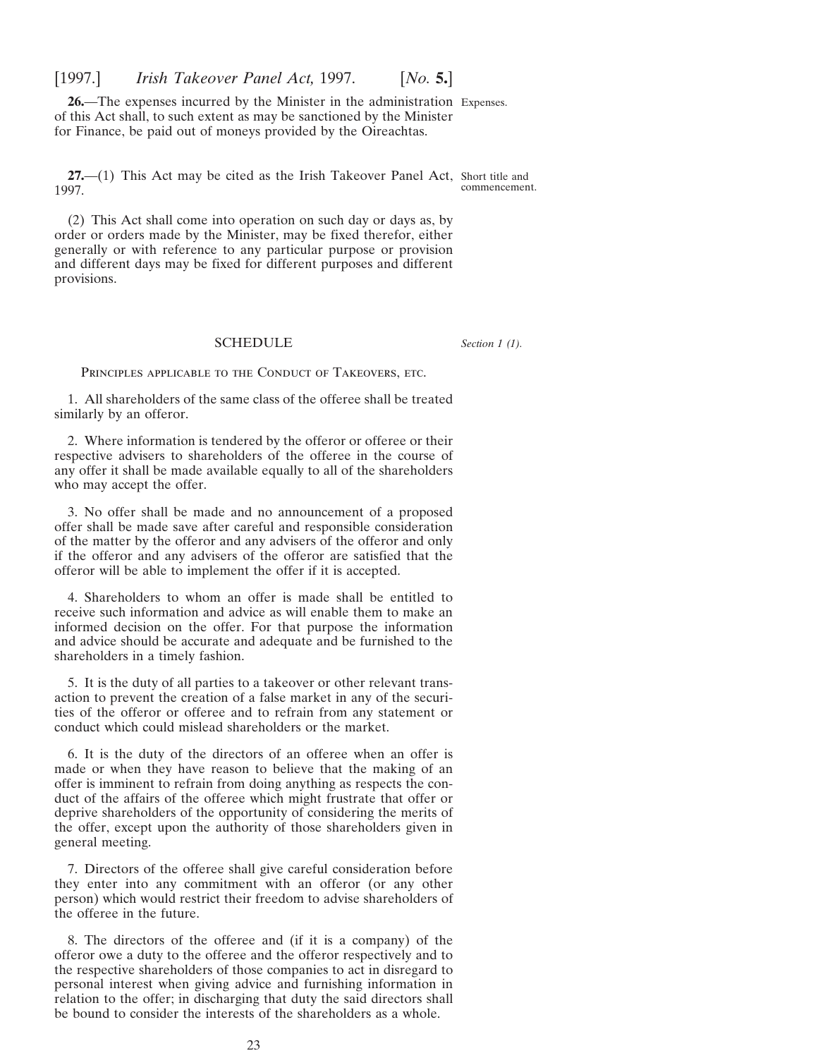**26.**—The expenses incurred by the Minister in the administration of this Act shall, to such extent as may be sanctioned by the Minister for Finance, be paid out of moneys provided by the Oireachtas.

Expenses.

**27.**—(1) This Act may be cited as the Irish Takeover Panel Act, 1997.

Short title and commencement.

(2) This Act shall come into operation on such day or days as, by order or orders made by the Minister, may be fixed therefor, either generally or with reference to any particular purpose or provision and different days may be fixed for different purposes and different provisions.

## SCHEDULE

*Section 1 (1).*

Principles applicable to the Conduct of Takeovers, etc.

1. All shareholders of the same class of the offeree shall be treated similarly by an offeror.

2. Where information is tendered by the offeror or offeree or their respective advisers to shareholders of the offeree in the course of any offer it shall be made available equally to all of the shareholders who may accept the offer.

3. No offer shall be made and no announcement of a proposed offer shall be made save after careful and responsible consideration of the matter by the offeror and any advisers of the offeror and only if the offeror and any advisers of the offeror are satisfied that the offeror will be able to implement the offer if it is accepted.

4. Shareholders to whom an offer is made shall be entitled to receive such information and advice as will enable them to make an informed decision on the offer. For that purpose the information and advice should be accurate and adequate and be furnished to the shareholders in a timely fashion.

5. It is the duty of all parties to a takeover or other relevant transaction to prevent the creation of a false market in any of the securities of the offeror or offeree and to refrain from any statement or conduct which could mislead shareholders or the market.

6. It is the duty of the directors of an offeree when an offer is made or when they have reason to believe that the making of an offer is imminent to refrain from doing anything as respects the conduct of the affairs of the offeree which might frustrate that offer or deprive shareholders of the opportunity of considering the merits of the offer, except upon the authority of those shareholders given in general meeting.

7. Directors of the offeree shall give careful consideration before they enter into any commitment with an offeror (or any other person) which would restrict their freedom to advise shareholders of the offeree in the future.

8. The directors of the offeree and (if it is a company) of the offeror owe a duty to the offeree and the offeror respectively and to the respective shareholders of those companies to act in disregard to personal interest when giving advice and furnishing information in relation to the offer; in discharging that duty the said directors shall be bound to consider the interests of the shareholders as a whole.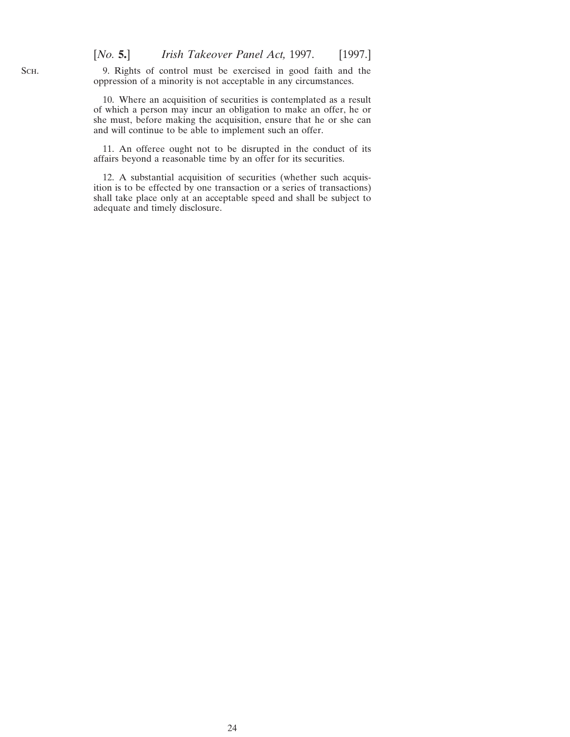9. Rights of control must be exercised in good faith and the oppression of a minority is not acceptable in any circumstances.

10. Where an acquisition of securities is contemplated as a result of which a person may incur an obligation to make an offer, he or she must, before making the acquisition, ensure that he or she can and will continue to be able to implement such an offer.

11. An offeree ought not to be disrupted in the conduct of its affairs beyond a reasonable time by an offer for its securities.

12. A substantial acquisition of securities (whether such acquisition is to be effected by one transaction or a series of transactions) shall take place only at an acceptable speed and shall be subject to adequate and timely disclosure.